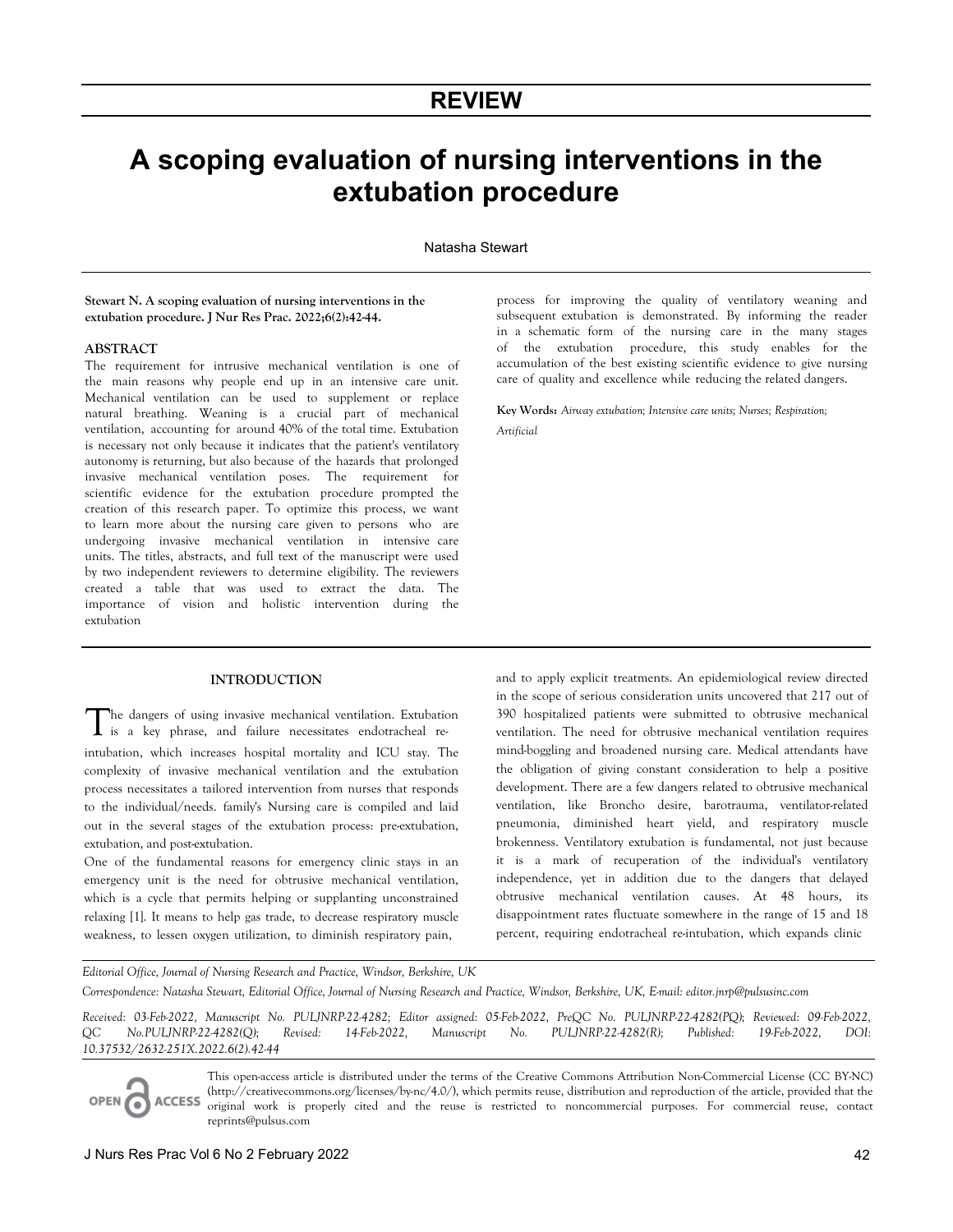# REVIEW

# A scoping evaluation of nursing interventions in the extubation procedure

Natasha Stewart

**Stewart N. A scoping evaluation of nursing interventions in the extubation procedure. J Nur Res Prac. 2022;6(2):42-44.**

## ABSTRACT

The requirement for intrusive mechanical ventilation is one of the main reasons why people end up in an intensive care unit. Mechanical ventilation can be used to supplement or replace natural breathing. Weaning is a crucial part of mechanical ventilation, accounting for around 40% of the total time. Extubation is necessary not only because it indicates that the patient's ventilatory autonomy is returning, but also because of the hazards that prolonged invasive mechanical ventilation poses. The requirement for scientific evidence for the extubation procedure prompted the creation of this research paper. To optimize this process, we want to learn more about the nursing care given to persons who are undergoing invasive mechanical ventilation in intensive care units. The titles, abstracts, and full text of the manuscript were used by two independent reviewers to determine eligibility. The reviewers created a table that was used to extract the data. The importance of vision and holistic intervention during the extubation process for improving the quality of ventilatory weaning and subsequent extubation is demonstrated. By informing the reader in a schematic form of the nursing care in the many stages of the extubation procedure, this study enables for the accumulation of the best existing scientific evidence to give nursing care of quality and excellence while reducing the related dangers.

**Key Words:** *Airway extubation; Intensive care units; Nurses; Respiration; Artificial*

## INTRODUCTION

The dangers of using invasive mechanical ventilation. Extubation is a key phrase, and failure necessitates endotracheal re-intubation, which increases hospital mortality and ICU stay. The complexity of invasive mechanical ventilation and the extubation process necessitates a tailored intervention from nurses that responds to the individual/needs. family's Nursing care is compiled and laid out in the several stages of the extubation process: pre-extubation, extubation, and post-extubation.

One of the fundamental reasons for emergency clinic stays in an emergency unit is the need for obtrusive mechanical ventilation, which is a cycle that permits helping or supplanting unconstrained relaxing [1]. It means to help gas trade, to decrease respiratory muscle weakness, to lessen oxygen utilization, to diminish respiratory pain, and to apply explicit treatments. An epidemiological review directed in the scope of serious consideration units uncovered that 217 out of 390 hospitalized patients were submitted to obtrusive mechanical ventilation. The need for obtrusive mechanical ventilation requires mind-boggling and broadened nursing care. Medical attendants have the obligation of giving constant consideration to help a positive development. There are a few dangers related to obtrusive mechanical ventilation, like Broncho desire, barotrauma, ventilator-related pneumonia, diminished heart yield, and respiratory muscle brokenness. Ventilatory extubation is fundamental, not just because it is a mark of recuperation of the individual's ventilatory independence, yet in addition due to the dangers that delayed obtrusive mechanical ventilation causes. At 48 hours, its disappointment rates fluctuate somewhere in the range of 15 and 18 percent, requiring endotracheal re-intubation, which expands clinic

*Editorial Office, Journal of Nursing Research and Practice, Windsor, Berkshire, UK*

*Correspondence: Natasha Stewart, Editorial Office, Journal of Nursing Research and Practice, Windsor, Berkshire, UK, E-mail: editor.jnrp@pulsusinc.com*

*Received: 03-Feb-2022, Manuscript No. PULJNRP-22-4282; Editor assigned: 05-Feb-2022, PreQC No. PULJNRP-22-4282(PQ); Reviewed: 09-Feb-2022, QC No.PULJNRP-22-4282(Q); Revised: 14-Feb-2022, Manuscript No. PULJNRP-22-4282(R); Published: 19-Feb-2022, DOI: 10.37532/2632-251X.2022.6(2).42-44*

This open-access article is distributed under the terms of the Creative Commons Attribution Non-Commercial License (CC BY-NC) (http://creativecommons.org/licenses/by-nc/4.0/), which permits reuse, distribution and reproduction of the article, provided that the original work is properly cited and the reuse is restricted to noncommercial purposes. For commercial reuse, contact reprints@pulsus.com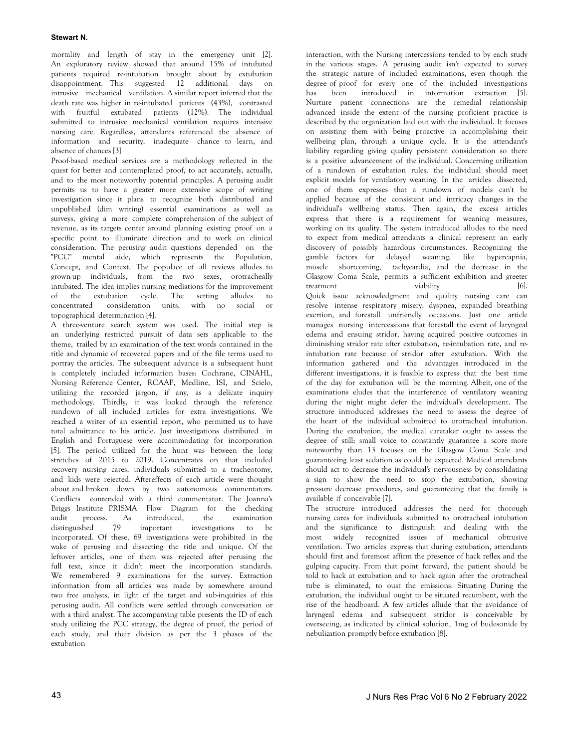mortality and length of stay in the emergency unit [2]. An exploratory review showed that around 15% of intubated patients required re-intubation brought about by extubation disappointment. This suggested 12 additional days on intrusive mechanical ventilation. A similar report inferred that the death rate was higher in re-intubated patients (43%), contrasted with fruitful extubated patients (12%). The individual submitted to intrusive mechanical ventilation requires intensive nursing care. Regardless, attendants referenced the absence of information and security, inadequate chance to learn, and absence of chances [3]

Proof-based medical services are a methodology reflected in the quest for better and contemplated proof, to act accurately, actually, and to the most noteworthy potential principles. A perusing audit permits us to have a greater more extensive scope of writing investigation since it plans to recognize both distributed and unpublished (dim writing) essential examinations as well as surveys, giving a more complete comprehension of the subject of revenue, as its targets center around planning existing proof on a specific point to illuminate direction and to work on clinical consideration. The perusing audit questions depended on the "PCC" mental aide, which represents the Population, Concept, and Context. The populace of all reviews alludes to grown-up individuals, from the two sexes, orotracheally intubated. The idea implies nursing mediations for the improvement of the extubation cycle. The setting alludes to concentrated consideration units, with no social or topographical determination [4].

A three-venture search system was used. The initial step is an underlying restricted pursuit of data sets applicable to the theme, trailed by an examination of the text words contained in the title and dynamic of recovered papers and of the file terms used to portray the articles. The subsequent advance is a subsequent hunt is completely included information bases: Cochrane, CINAHL, Nursing Reference Center, RCAAP, Medline, ISI, and Scielo, utilizing the recorded jargon, if any, as a delicate inquiry methodology. Thirdly, it was looked through the reference rundown of all included articles for extra investigations. We reached a writer of an essential report, who permitted us to have total admittance to his article. Just investigations distributed in English and Portuguese were accommodating for incorporation [5]. The period utilized for the hunt was between the long stretches of 2015 to 2019. Concentrates on that included recovery nursing cares, individuals submitted to a tracheotomy, and kids were rejected. Aftereffects of each article were thought about and broken down by two autonomous commentators. Conflicts contended with a third commentator. The Joanna's Briggs Institute PRISMA Flow Diagram for the checking audit process. As introduced, the examination distinguished 79 important investigations to be incorporated. Of these, 69 investigations were prohibited in the wake of perusing and dissecting the title and unique. Of the leftover articles, one of them was rejected after perusing the full text, since it didn't meet the incorporation standards. We remembered 9 examinations for the survey. Extraction information from all articles was made by somewhere around two free analysts, in light of the target and sub-inquiries of this perusing audit. All conflicts were settled through conversation or with a third analyst. The accompanying table presents the ID of each study utilizing the PCC strategy, the degree of proof, the period of each study, and their division as per the 3 phases of the extubation interaction, with the Nursing intercessions tended to by each study in the various stages. A perusing audit isn't expected to survey the strategic nature of included examinations, even though the degree of proof for every one of the included investigations has been introduced in information extraction [5]. Nurture patient connections are the remedial relationship advanced inside the extent of the nursing proficient practice is described by the organization laid out with the individual. It focuses on assisting them with being proactive in accomplishing their wellbeing plan, through a unique cycle. It is the attendant's liability regarding giving quality persistent consideration so there is a positive advancement of the individual. Concerning utilization of a rundown of extubation rules, the individual should meet explicit models for ventilatory weaning. In the articles dissected, one of them expresses that a rundown of models can't be applied because of the consistent and intricacy changes in the individual's wellbeing status. Then again, the excess articles express that there is a requirement for weaning measures, working on its quality. The system introduced alludes to the need to expect from medical attendants a clinical represent an early discovery of possibly hazardous circumstances. Recognizing the gamble factors for delayed weaning, like hypercapnia, muscle shortcoming, tachycardia, and the decrease in the Glasgow Coma Scale, permits a sufficient exhibition and greeter treatment viability [6].

Quick issue acknowledgment and quality nursing care can resolve intense respiratory misery, dyspnea, expanded breathing exertion, and forestall unfriendly occasions. Just one article manages nursing intercessions that forestall the event of laryngeal edema and ensuing stridor, having acquired positive outcomes in diminishing stridor rate after extubation, re-intubation rate, and re-intubation rate because of stridor after extubation. With the information gathered and the advantages introduced in the different investigations, it is feasible to express that the best time of the day for extubation will be the morning. Albeit, one of the examinations eludes that the interference of ventilatory weaning during the night might defer the individual's development. The structure introduced addresses the need to assess the degree of the heart of the individual submitted to orotracheal intubation. During the extubation, the medical caretaker ought to assess the degree of still; small voice to constantly guarantee a score more noteworthy than 13 focuses on the Glasgow Coma Scale and guaranteeing least sedation as could be expected. Medical attendants should act to decrease the individual's nervousness by consolidating a sign to show the need to stop the extubation, showing pressure decrease procedures, and guaranteeing that the family is available if conceivable [7].

The structure introduced addresses the need for thorough nursing cares for individuals submitted to orotracheal intubation and the significance to distinguish and dealing with the most widely recognized issues of mechanical obtrusive ventilation. Two articles express that during extubation, attendants should first and foremost affirm the presence of hack reflex and the gulping capacity. From that point forward, the patient should be told to hack at extubation and to hack again after the orotracheal tube is eliminated, to oust the emissions. Situating During the extubation, the individual ought to be situated recumbent, with the rise of the headboard. A few articles allude that the avoidance of laryngeal edema and subsequent stridor is conceivable by overseeing, as indicated by clinical solution, 1mg of budesonide by nebulization promptly before extubation [8].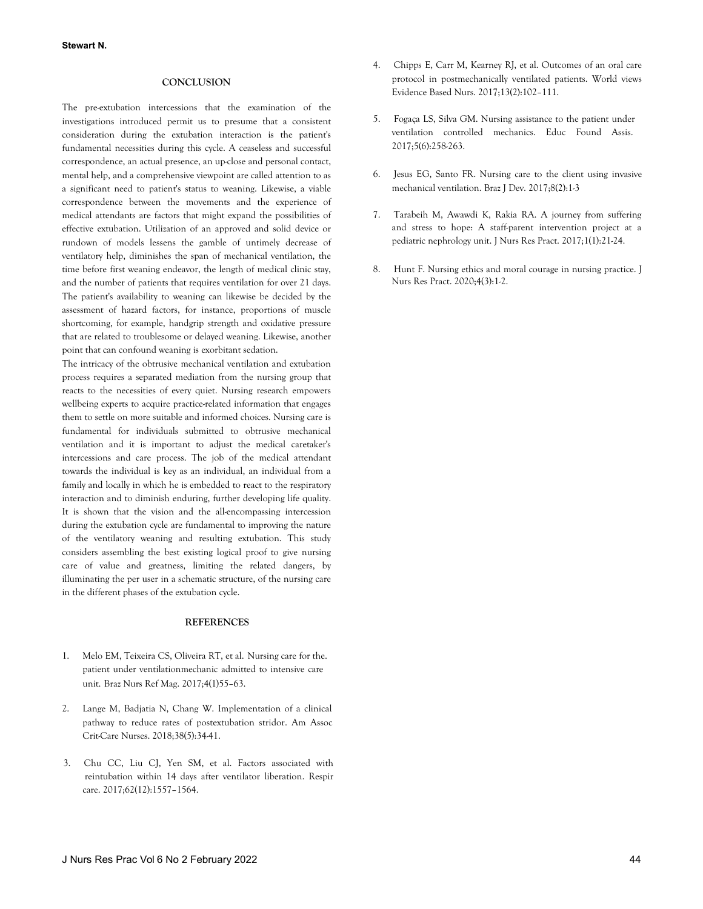## CONCLUSION

The pre-extubation intercessions that the examination of the investigations introduced permit us to presume that a consistent consideration during the extubation interaction is the patient's fundamental necessities during this cycle. A ceaseless and successful correspondence, an actual presence, an up-close and personal contact, mental help, and a comprehensive viewpoint are called attention to as a significant need to patient's status to weaning. Likewise, a viable correspondence between the movements and the experience of medical attendants are factors that might expand the possibilities of effective extubation. Utilization of an approved and solid device or rundown of models lessens the gamble of untimely decrease of ventilatory help, diminishes the span of mechanical ventilation, the time before first weaning endeavor, the length of medical clinic stay, and the number of patients that requires ventilation for over 21 days. The patient's availability to weaning can likewise be decided by the assessment of hazard factors, for instance, proportions of muscle shortcoming, for example, handgrip strength and oxidative pressure that are related to troublesome or delayed weaning. Likewise, another point that can confound weaning is exorbitant sedation.

The intricacy of the obtrusive mechanical ventilation and extubation process requires a separated mediation from the nursing group that reacts to the necessities of every quiet. Nursing research empowers wellbeing experts to acquire practice-related information that engages them to settle on more suitable and informed choices. Nursing care is fundamental for individuals submitted to obtrusive mechanical ventilation and it is important to adjust the medical caretaker's intercessions and care process. The job of the medical attendant towards the individual is key as an individual, an individual from a family and locally in which he is embedded to react to the respiratory interaction and to diminish enduring, further developing life quality. It is shown that the vision and the all-encompassing intercession during the extubation cycle are fundamental to improving the nature of the ventilatory weaning and resulting extubation. This study considers assembling the best existing logical proof to give nursing care of value and greatness, limiting the related dangers, by illuminating the per user in a schematic structure, of the nursing care in the different phases of the extubation cycle.

## REFERENCES

1. Melo EM, Teixeira CS, Oliveira RT, et al. Nursing care for the. patient under ventilationmechanic admitted to intensive care unit. Braz Nurs Ref Mag. 2017;4(1)55–63.

2. Lange M, Badjatia N, Chang W. Implementation of a clinical pathway to reduce rates of postextubation stridor. Am Assoc Crit-Care Nurses. 2018;38(5):34-41.

3. Chu CC, Liu CJ, Yen SM, et al. Factors associated with reintubation within 14 days after ventilator liberation. Respir care. 2017;62(12):1557–1564.

4. Chipps E, Carr M, Kearney RJ, et al. Outcomes of an oral care protocol in postmechanically ventilated patients. World views Evidence Based Nurs. 2017;13(2):102–111.

5. Fogaça LS, Silva GM. Nursing assistance to the patient under ventilation controlled mechanics. Educ Found Assis. 2017;5(6):258-263.

6. Jesus EG, Santo FR. Nursing care to the client using invasive mechanical ventilation. Braz J Dev. 2017;8(2):1-3

7. Tarabeih M, Awawdi K, Rakia RA. A journey from suffering and stress to hope: A staff-parent intervention project at a pediatric nephrology unit. J Nurs Res Pract. 2017;1(1):21-24.

8. Hunt F. Nursing ethics and moral courage in nursing practice. J Nurs Res Pract. 2020;4(3):1-2.